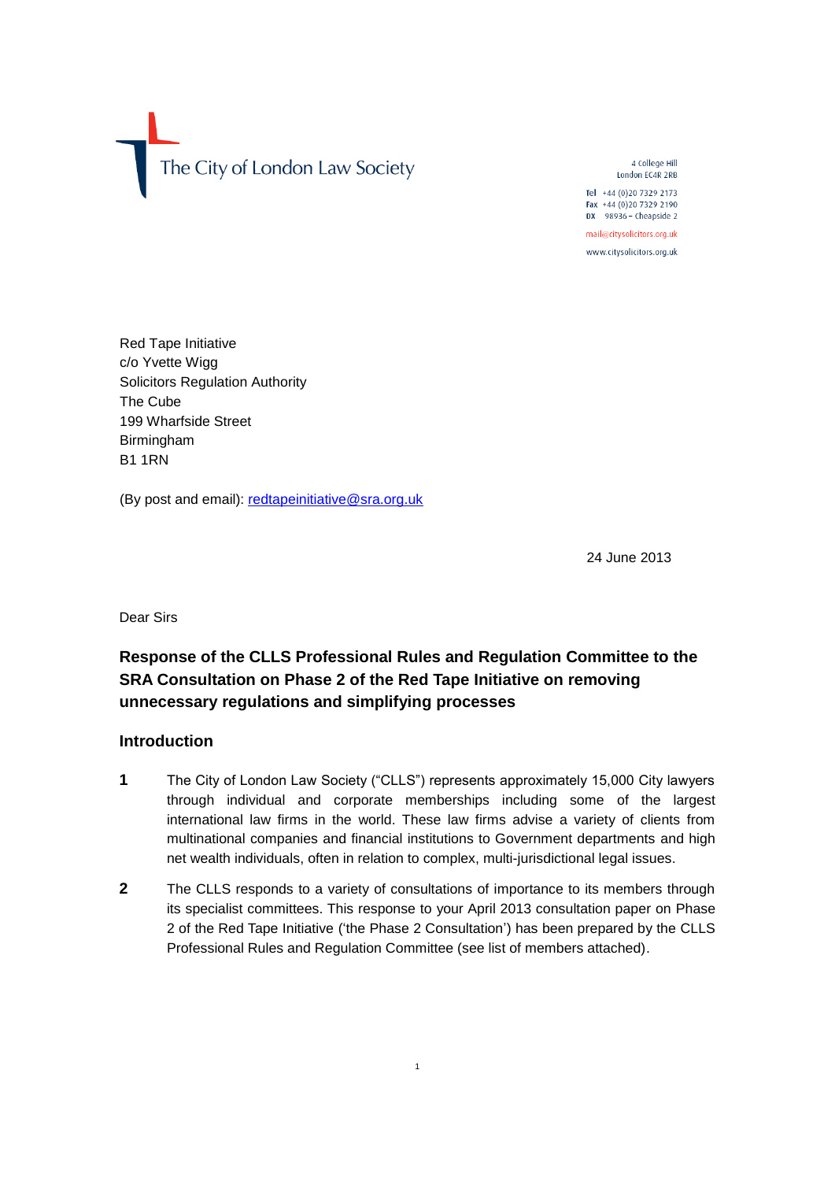The City of London Law Society

4 College Hill
London EC4R 2RB

Tel +44 (0)20 7329 2173
Fax +44 (0)20 7329 2190
DX 98936 – Cheapside 2

mail@citysolicitors.org.uk
www.citysolicitors.org.uk

Red Tape Initiative
c/o Yvette Wigg
Solicitors Regulation Authority
The Cube
199 Wharfside Street
Birmingham
B1 1RN

(By post and email): redtapeinitiative@sra.org.uk

24 June 2013

Dear Sirs

## Response of the CLLS Professional Rules and Regulation Committee to the SRA Consultation on Phase 2 of the Red Tape Initiative on removing unnecessary regulations and simplifying processes

### Introduction

**1** The City of London Law Society ("CLLS") represents approximately 15,000 City lawyers through individual and corporate memberships including some of the largest international law firms in the world. These law firms advise a variety of clients from multinational companies and financial institutions to Government departments and high net wealth individuals, often in relation to complex, multi-jurisdictional legal issues.

**2** The CLLS responds to a variety of consultations of importance to its members through its specialist committees. This response to your April 2013 consultation paper on Phase 2 of the Red Tape Initiative ('the Phase 2 Consultation') has been prepared by the CLLS Professional Rules and Regulation Committee (see list of members attached).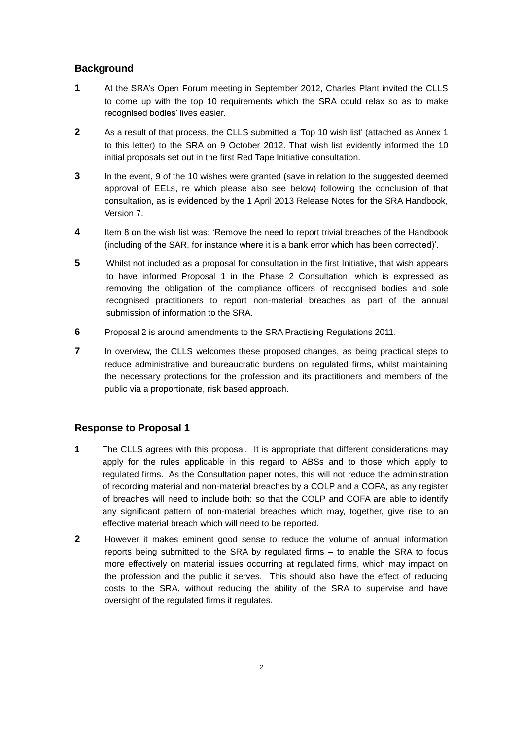## Background

**1** At the SRA's Open Forum meeting in September 2012, Charles Plant invited the CLLS to come up with the top 10 requirements which the SRA could relax so as to make recognised bodies' lives easier.

**2** As a result of that process, the CLLS submitted a 'Top 10 wish list' (attached as Annex 1 to this letter) to the SRA on 9 October 2012. That wish list evidently informed the 10 initial proposals set out in the first Red Tape Initiative consultation.

**3** In the event, 9 of the 10 wishes were granted (save in relation to the suggested deemed approval of EELs, re which please also see below) following the conclusion of that consultation, as is evidenced by the 1 April 2013 Release Notes for the SRA Handbook, Version 7.

**4** Item 8 on the wish list was: 'Remove the need to report trivial breaches of the Handbook (including of the SAR, for instance where it is a bank error which has been corrected)'.

**5** Whilst not included as a proposal for consultation in the first Initiative, that wish appears to have informed Proposal 1 in the Phase 2 Consultation, which is expressed as removing the obligation of the compliance officers of recognised bodies and sole recognised practitioners to report non-material breaches as part of the annual submission of information to the SRA.

**6** Proposal 2 is around amendments to the SRA Practising Regulations 2011.

**7** In overview, the CLLS welcomes these proposed changes, as being practical steps to reduce administrative and bureaucratic burdens on regulated firms, whilst maintaining the necessary protections for the profession and its practitioners and members of the public via a proportionate, risk based approach.

## Response to Proposal 1

**1** The CLLS agrees with this proposal. It is appropriate that different considerations may apply for the rules applicable in this regard to ABSs and to those which apply to regulated firms. As the Consultation paper notes, this will not reduce the administration of recording material and non-material breaches by a COLP and a COFA, as any register of breaches will need to include both: so that the COLP and COFA are able to identify any significant pattern of non-material breaches which may, together, give rise to an effective material breach which will need to be reported.

**2** However it makes eminent good sense to reduce the volume of annual information reports being submitted to the SRA by regulated firms – to enable the SRA to focus more effectively on material issues occurring at regulated firms, which may impact on the profession and the public it serves. This should also have the effect of reducing costs to the SRA, without reducing the ability of the SRA to supervise and have oversight of the regulated firms it regulates.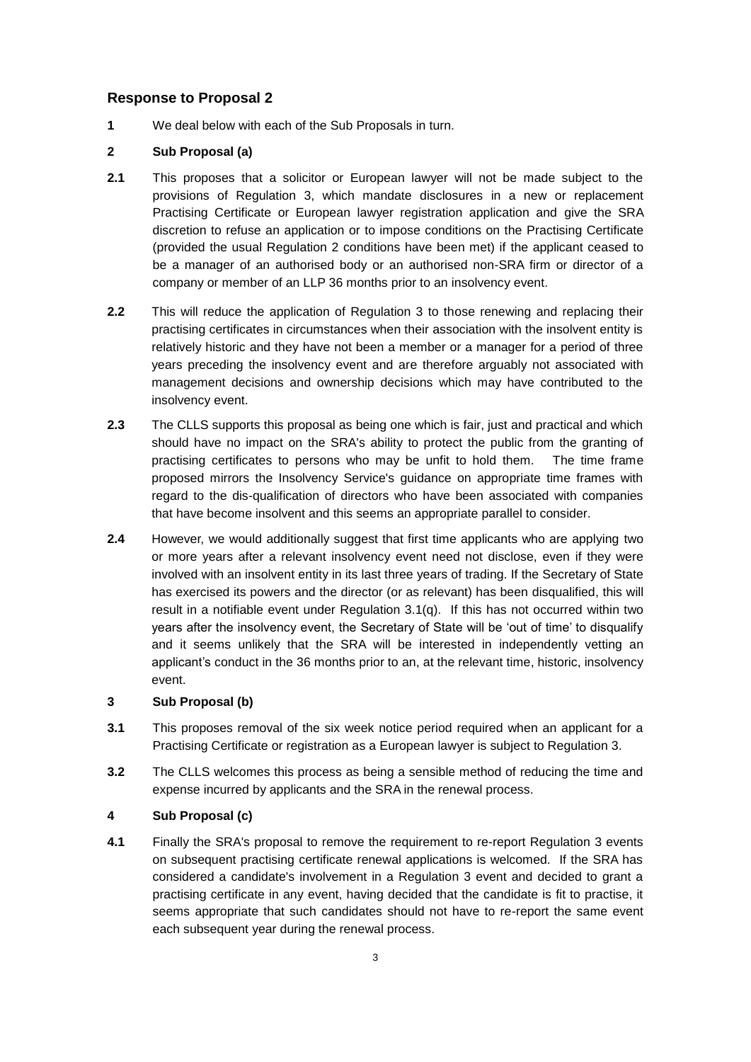## Response to Proposal 2

**1** We deal below with each of the Sub Proposals in turn.

**2 Sub Proposal (a)**

**2.1** This proposes that a solicitor or European lawyer will not be made subject to the provisions of Regulation 3, which mandate disclosures in a new or replacement Practising Certificate or European lawyer registration application and give the SRA discretion to refuse an application or to impose conditions on the Practising Certificate (provided the usual Regulation 2 conditions have been met) if the applicant ceased to be a manager of an authorised body or an authorised non-SRA firm or director of a company or member of an LLP 36 months prior to an insolvency event.

**2.2** This will reduce the application of Regulation 3 to those renewing and replacing their practising certificates in circumstances when their association with the insolvent entity is relatively historic and they have not been a member or a manager for a period of three years preceding the insolvency event and are therefore arguably not associated with management decisions and ownership decisions which may have contributed to the insolvency event.

**2.3** The CLLS supports this proposal as being one which is fair, just and practical and which should have no impact on the SRA's ability to protect the public from the granting of practising certificates to persons who may be unfit to hold them. The time frame proposed mirrors the Insolvency Service's guidance on appropriate time frames with regard to the dis-qualification of directors who have been associated with companies that have become insolvent and this seems an appropriate parallel to consider.

**2.4** However, we would additionally suggest that first time applicants who are applying two or more years after a relevant insolvency event need not disclose, even if they were involved with an insolvent entity in its last three years of trading. If the Secretary of State has exercised its powers and the director (or as relevant) has been disqualified, this will result in a notifiable event under Regulation 3.1(q). If this has not occurred within two years after the insolvency event, the Secretary of State will be 'out of time' to disqualify and it seems unlikely that the SRA will be interested in independently vetting an applicant's conduct in the 36 months prior to an, at the relevant time, historic, insolvency event.

**3 Sub Proposal (b)**

**3.1** This proposes removal of the six week notice period required when an applicant for a Practising Certificate or registration as a European lawyer is subject to Regulation 3.

**3.2** The CLLS welcomes this process as being a sensible method of reducing the time and expense incurred by applicants and the SRA in the renewal process.

**4 Sub Proposal (c)**

**4.1** Finally the SRA's proposal to remove the requirement to re-report Regulation 3 events on subsequent practising certificate renewal applications is welcomed. If the SRA has considered a candidate's involvement in a Regulation 3 event and decided to grant a practising certificate in any event, having decided that the candidate is fit to practise, it seems appropriate that such candidates should not have to re-report the same event each subsequent year during the renewal process.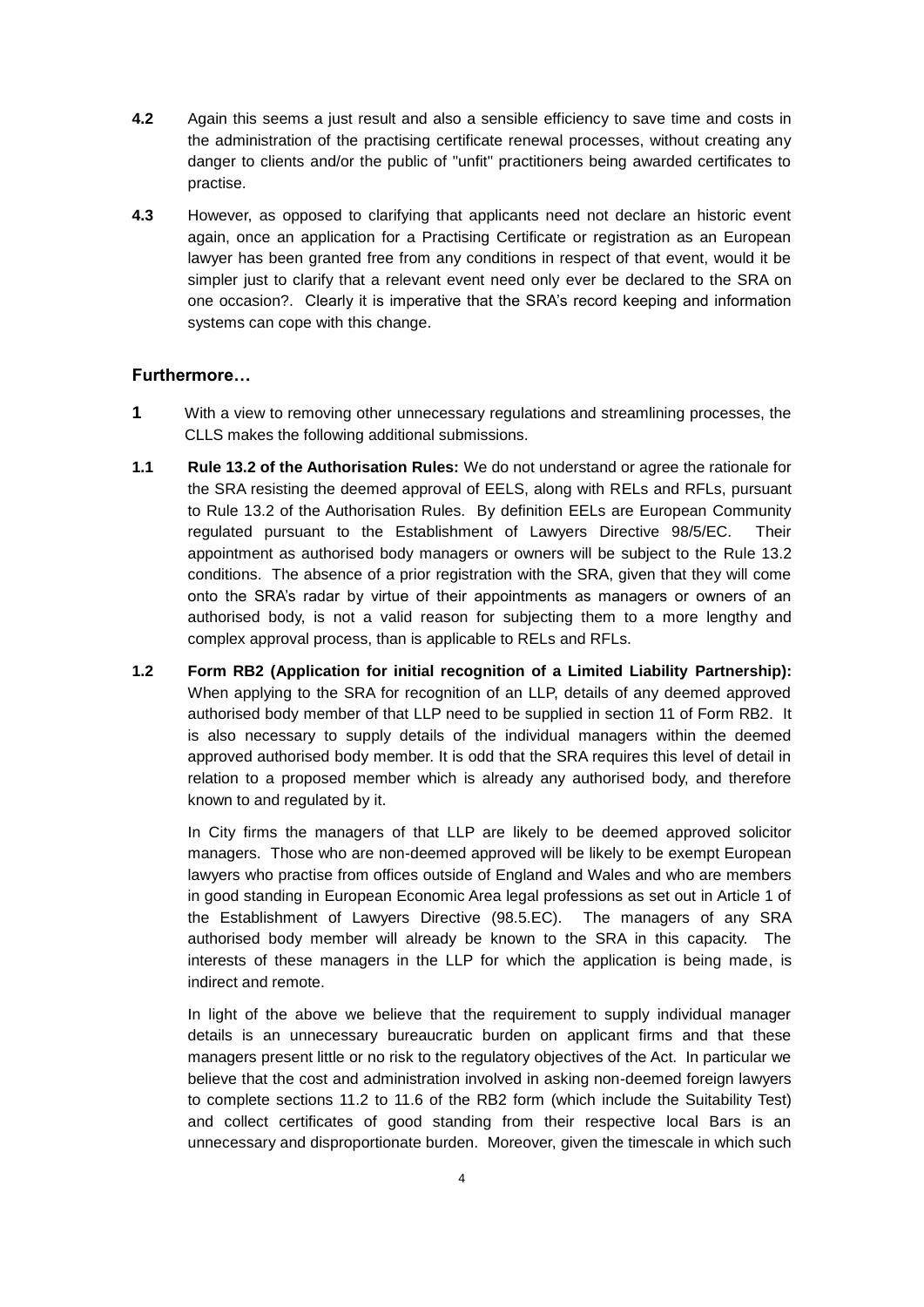**4.2** Again this seems a just result and also a sensible efficiency to save time and costs in the administration of the practising certificate renewal processes, without creating any danger to clients and/or the public of "unfit" practitioners being awarded certificates to practise.

**4.3** However, as opposed to clarifying that applicants need not declare an historic event again, once an application for a Practising Certificate or registration as an European lawyer has been granted free from any conditions in respect of that event, would it be simpler just to clarify that a relevant event need only ever be declared to the SRA on one occasion?. Clearly it is imperative that the SRA's record keeping and information systems can cope with this change.

### Furthermore…

**1** With a view to removing other unnecessary regulations and streamlining processes, the CLLS makes the following additional submissions.

**1.1** **Rule 13.2 of the Authorisation Rules:** We do not understand or agree the rationale for the SRA resisting the deemed approval of EELS, along with RELs and RFLs, pursuant to Rule 13.2 of the Authorisation Rules. By definition EELs are European Community regulated pursuant to the Establishment of Lawyers Directive 98/5/EC. Their appointment as authorised body managers or owners will be subject to the Rule 13.2 conditions. The absence of a prior registration with the SRA, given that they will come onto the SRA's radar by virtue of their appointments as managers or owners of an authorised body, is not a valid reason for subjecting them to a more lengthy and complex approval process, than is applicable to RELs and RFLs.

**1.2** **Form RB2 (Application for initial recognition of a Limited Liability Partnership):** When applying to the SRA for recognition of an LLP, details of any deemed approved authorised body member of that LLP need to be supplied in section 11 of Form RB2. It is also necessary to supply details of the individual managers within the deemed approved authorised body member. It is odd that the SRA requires this level of detail in relation to a proposed member which is already any authorised body, and therefore known to and regulated by it.

In City firms the managers of that LLP are likely to be deemed approved solicitor managers. Those who are non-deemed approved will be likely to be exempt European lawyers who practise from offices outside of England and Wales and who are members in good standing in European Economic Area legal professions as set out in Article 1 of the Establishment of Lawyers Directive (98.5.EC). The managers of any SRA authorised body member will already be known to the SRA in this capacity. The interests of these managers in the LLP for which the application is being made, is indirect and remote.

In light of the above we believe that the requirement to supply individual manager details is an unnecessary bureaucratic burden on applicant firms and that these managers present little or no risk to the regulatory objectives of the Act. In particular we believe that the cost and administration involved in asking non-deemed foreign lawyers to complete sections 11.2 to 11.6 of the RB2 form (which include the Suitability Test) and collect certificates of good standing from their respective local Bars is an unnecessary and disproportionate burden. Moreover, given the timescale in which such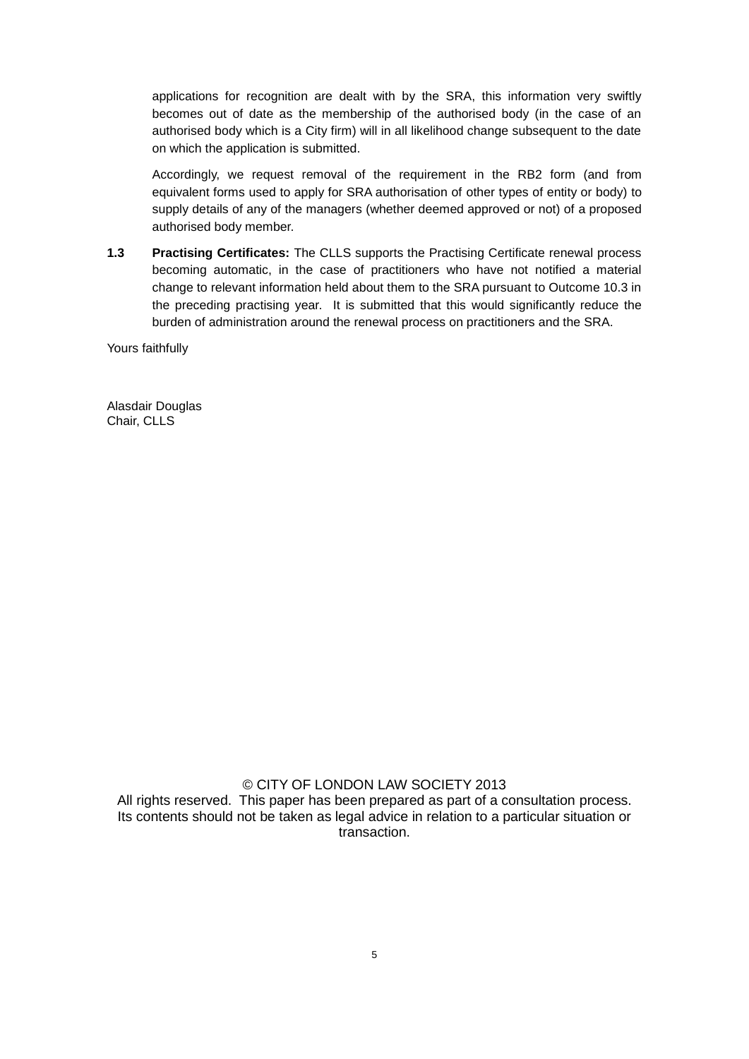applications for recognition are dealt with by the SRA, this information very swiftly becomes out of date as the membership of the authorised body (in the case of an authorised body which is a City firm) will in all likelihood change subsequent to the date on which the application is submitted.

Accordingly, we request removal of the requirement in the RB2 form (and from equivalent forms used to apply for SRA authorisation of other types of entity or body) to supply details of any of the managers (whether deemed approved or not) of a proposed authorised body member.

**1.3** **Practising Certificates:** The CLLS supports the Practising Certificate renewal process becoming automatic, in the case of practitioners who have not notified a material change to relevant information held about them to the SRA pursuant to Outcome 10.3 in the preceding practising year. It is submitted that this would significantly reduce the burden of administration around the renewal process on practitioners and the SRA.

Yours faithfully

Alasdair Douglas
Chair, CLLS

© CITY OF LONDON LAW SOCIETY 2013
All rights reserved. This paper has been prepared as part of a consultation process. Its contents should not be taken as legal advice in relation to a particular situation or transaction.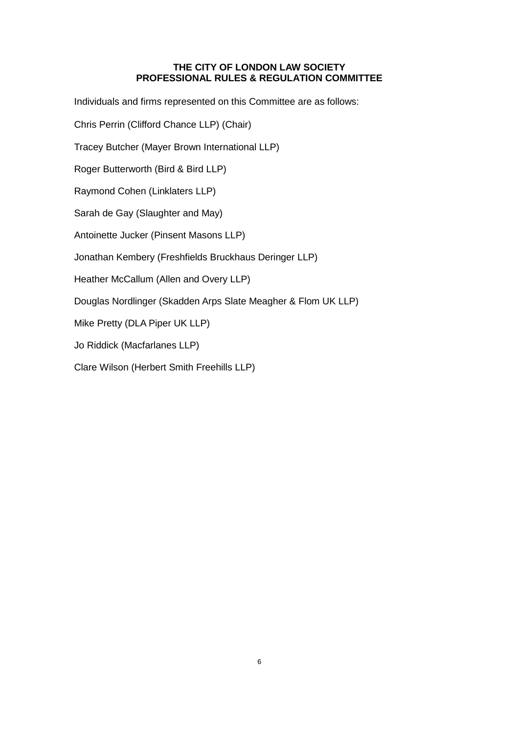**THE CITY OF LONDON LAW SOCIETY**
**PROFESSIONAL RULES & REGULATION COMMITTEE**

Individuals and firms represented on this Committee are as follows:

Chris Perrin (Clifford Chance LLP) (Chair)

Tracey Butcher (Mayer Brown International LLP)

Roger Butterworth (Bird & Bird LLP)

Raymond Cohen (Linklaters LLP)

Sarah de Gay (Slaughter and May)

Antoinette Jucker (Pinsent Masons LLP)

Jonathan Kembery (Freshfields Bruckhaus Deringer LLP)

Heather McCallum (Allen and Overy LLP)

Douglas Nordlinger (Skadden Arps Slate Meagher & Flom UK LLP)

Mike Pretty (DLA Piper UK LLP)

Jo Riddick (Macfarlanes LLP)

Clare Wilson (Herbert Smith Freehills LLP)